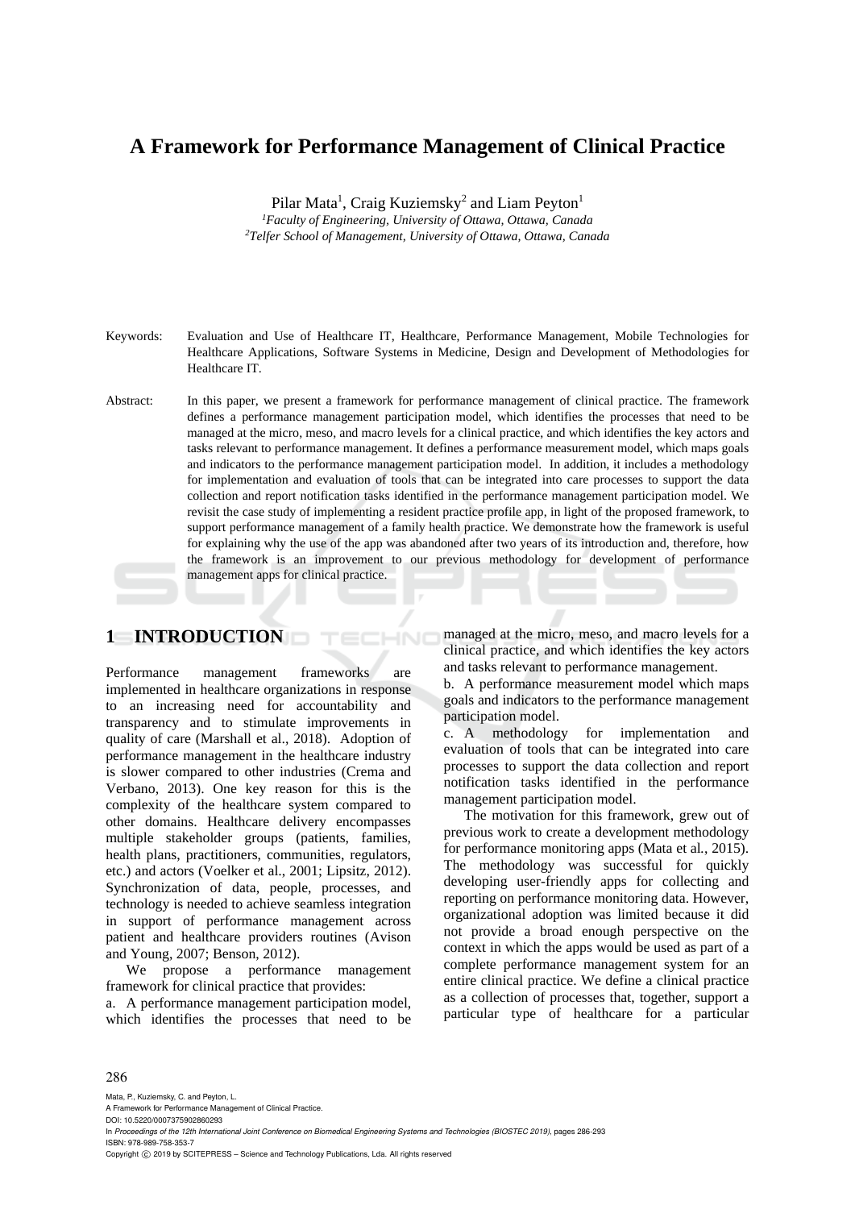# A Framework for Performance Management of Clinical Practice

Pilar Mata[1], Craig Kuziemsky[2] and Liam Peyton[1]

[1]*Faculty of Engineering, University of Ottawa, Ottawa, Canada*
[2]*Telfer School of Management, University of Ottawa, Ottawa, Canada*

Keywords: Evaluation and Use of Healthcare IT, Healthcare, Performance Management, Mobile Technologies for Healthcare Applications, Software Systems in Medicine, Design and Development of Methodologies for Healthcare IT.

Abstract: In this paper, we present a framework for performance management of clinical practice. The framework defines a performance management participation model, which identifies the processes that need to be managed at the micro, meso, and macro levels for a clinical practice, and which identifies the key actors and tasks relevant to performance management. It defines a performance measurement model, which maps goals and indicators to the performance management participation model. In addition, it includes a methodology for implementation and evaluation of tools that can be integrated into care processes to support the data collection and report notification tasks identified in the performance management participation model. We revisit the case study of implementing a resident practice profile app, in light of the proposed framework, to support performance management of a family health practice. We demonstrate how the framework is useful for explaining why the use of the app was abandoned after two years of its introduction and, therefore, how the framework is an improvement to our previous methodology for development of performance management apps for clinical practice.

## 1 INTRODUCTION

Performance management frameworks are implemented in healthcare organizations in response to an increasing need for accountability and transparency and to stimulate improvements in quality of care (Marshall et al., 2018). Adoption of performance management in the healthcare industry is slower compared to other industries (Crema and Verbano, 2013). One key reason for this is the complexity of the healthcare system compared to other domains. Healthcare delivery encompasses multiple stakeholder groups (patients, families, health plans, practitioners, communities, regulators, etc.) and actors (Voelker et al., 2001; Lipsitz, 2012). Synchronization of data, people, processes, and technology is needed to achieve seamless integration in support of performance management across patient and healthcare providers routines (Avison and Young, 2007; Benson, 2012).

We propose a performance management framework for clinical practice that provides:

a. A performance management participation model, which identifies the processes that need to be managed at the micro, meso, and macro levels for a clinical practice, and which identifies the key actors and tasks relevant to performance management.

b. A performance measurement model which maps goals and indicators to the performance management participation model.

c. A methodology for implementation and evaluation of tools that can be integrated into care processes to support the data collection and report notification tasks identified in the performance management participation model.

The motivation for this framework, grew out of previous work to create a development methodology for performance monitoring apps (Mata et al., 2015). The methodology was successful for quickly developing user-friendly apps for collecting and reporting on performance monitoring data. However, organizational adoption was limited because it did not provide a broad enough perspective on the context in which the apps would be used as part of a complete performance management system for an entire clinical practice. We define a clinical practice as a collection of processes that, together, support a particular type of healthcare for a particular

Mata, P., Kuziemsky, C. and Peyton, L.
A Framework for Performance Management of Clinical Practice.
DOI: 10.5220/0007375902860293
In *Proceedings of the 12th International Joint Conference on Biomedical Engineering Systems and Technologies (BIOSTEC 2019)*, pages 286-293
ISBN: 978-989-758-353-7
Copyright © 2019 by SCITEPRESS – Science and Technology Publications, Lda. All rights reserved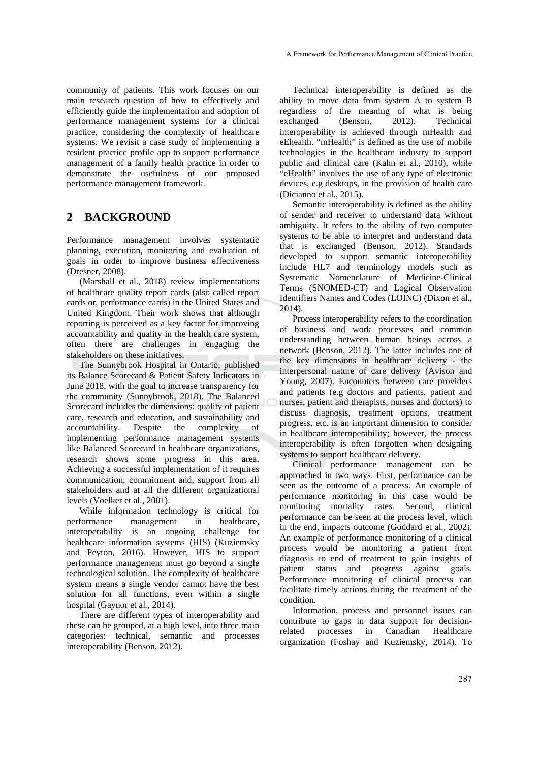community of patients. This work focuses on our main research question of how to effectively and efficiently guide the implementation and adoption of performance management systems for a clinical practice, considering the complexity of healthcare systems. We revisit a case study of implementing a resident practice profile app to support performance management of a family health practice in order to demonstrate the usefulness of our proposed performance management framework.

## 2 BACKGROUND

Performance management involves systematic planning, execution, monitoring and evaluation of goals in order to improve business effectiveness (Dresner, 2008).

(Marshall et al., 2018) review implementations of healthcare quality report cards (also called report cards or, performance cards) in the United States and United Kingdom. Their work shows that although reporting is perceived as a key factor for improving accountability and quality in the health care system, often there are challenges in engaging the stakeholders on these initiatives.

The Sunnybrook Hospital in Ontario, published its Balance Scorecard & Patient Safety Indicators in June 2018, with the goal to increase transparency for the community (Sunnybrook, 2018). The Balanced Scorecard includes the dimensions: quality of patient care, research and education, and sustainability and accountability. Despite the complexity of implementing performance management systems like Balanced Scorecard in healthcare organizations, research shows some progress in this area. Achieving a successful implementation of it requires communication, commitment and, support from all stakeholders and at all the different organizational levels (Voelker et al., 2001).

While information technology is critical for performance management in healthcare, interoperability is an ongoing challenge for healthcare information systems (HIS) (Kuziemsky and Peyton, 2016). However, HIS to support performance management must go beyond a single technological solution. The complexity of healthcare system means a single vendor cannot have the best solution for all functions, even within a single hospital (Gaynor et al., 2014).

There are different types of interoperability and these can be grouped, at a high level, into three main categories: technical, semantic and processes interoperability (Benson, 2012).

Technical interoperability is defined as the ability to move data from system A to system B regardless of the meaning of what is being exchanged (Benson, 2012). Technical interoperability is achieved through mHealth and eEhealth. "mHealth" is defined as the use of mobile technologies in the healthcare industry to support public and clinical care (Kahn et al., 2010), while "eHealth" involves the use of any type of electronic devices, e.g desktops, in the provision of health care (Dicianno et al., 2015).

Semantic interoperability is defined as the ability of sender and receiver to understand data without ambiguity. It refers to the ability of two computer systems to be able to interpret and understand data that is exchanged (Benson, 2012). Standards developed to support semantic interoperability include HL7 and terminology models such as Systematic Nomenclature of Medicine-Clinical Terms (SNOMED-CT) and Logical Observation Identifiers Names and Codes (LOINC) (Dixon et al., 2014).

Process interoperability refers to the coordination of business and work processes and common understanding between human beings across a network (Benson, 2012). The latter includes one of the key dimensions in healthcare delivery - the interpersonal nature of care delivery (Avison and Young, 2007). Encounters between care providers and patients (e.g doctors and patients, patient and nurses, patient and therapists, nurses and doctors) to discuss diagnosis, treatment options, treatment progress, etc. is an important dimension to consider in healthcare interoperability; however, the process interoperability is often forgotten when designing systems to support healthcare delivery.

Clinical performance management can be approached in two ways. First, performance can be seen as the outcome of a process. An example of performance monitoring in this case would be monitoring mortality rates. Second, clinical performance can be seen at the process level, which in the end, impacts outcome (Goddard et al., 2002). An example of performance monitoring of a clinical process would be monitoring a patient from diagnosis to end of treatment to gain insights of patient status and progress against goals. Performance monitoring of clinical process can facilitate timely actions during the treatment of the condition.

Information, process and personnel issues can contribute to gaps in data support for decision-related processes in Canadian Healthcare organization (Foshay and Kuziemsky, 2014). To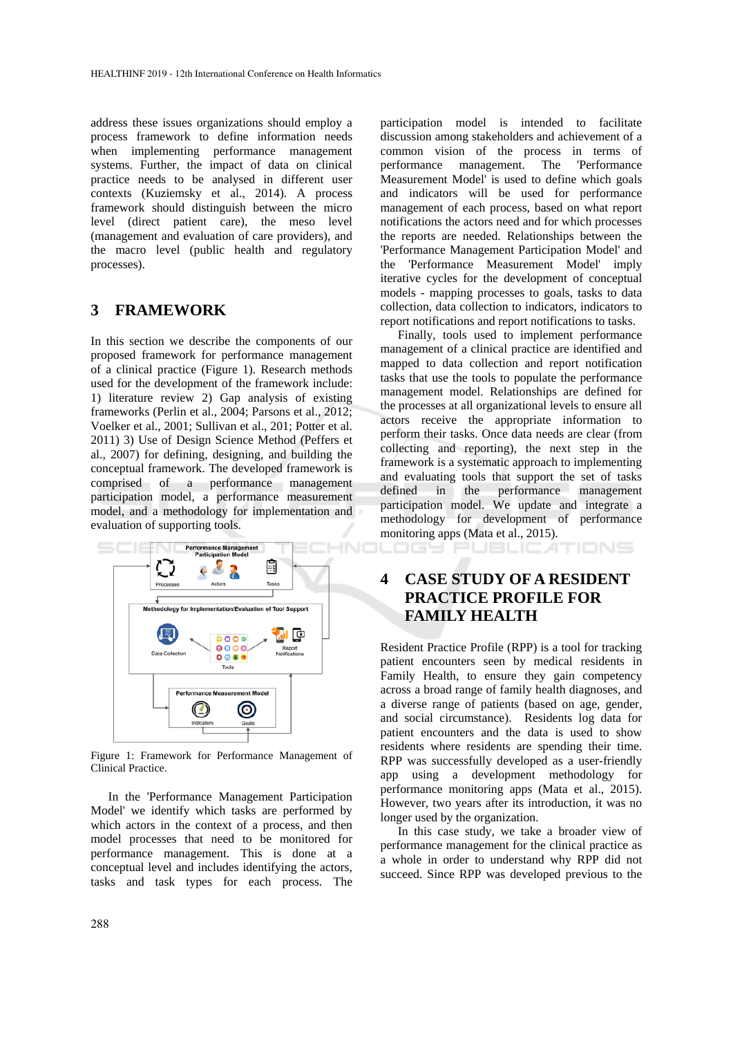address these issues organizations should employ a process framework to define information needs when implementing performance management systems. Further, the impact of data on clinical practice needs to be analysed in different user contexts (Kuziemsky et al., 2014). A process framework should distinguish between the micro level (direct patient care), the meso level (management and evaluation of care providers), and the macro level (public health and regulatory processes).

## 3 FRAMEWORK

In this section we describe the components of our proposed framework for performance management of a clinical practice (Figure 1). Research methods used for the development of the framework include: 1) literature review 2) Gap analysis of existing frameworks (Perlin et al., 2004; Parsons et al., 2012; Voelker et al., 2001; Sullivan et al., 201; Potter et al. 2011) 3) Use of Design Science Method (Peffers et al., 2007) for defining, designing, and building the conceptual framework. The developed framework is comprised of a performance management participation model, a performance measurement model, and a methodology for implementation and evaluation of supporting tools.

Figure 1: Framework for Performance Management of Clinical Practice.

In the 'Performance Management Participation Model' we identify which tasks are performed by which actors in the context of a process, and then model processes that need to be monitored for performance management. This is done at a conceptual level and includes identifying the actors, tasks and task types for each process. The participation model is intended to facilitate discussion among stakeholders and achievement of a common vision of the process in terms of performance management. The 'Performance Measurement Model' is used to define which goals and indicators will be used for performance management of each process, based on what report notifications the actors need and for which processes the reports are needed. Relationships between the 'Performance Management Participation Model' and the 'Performance Measurement Model' imply iterative cycles for the development of conceptual models - mapping processes to goals, tasks to data collection, data collection to indicators, indicators to report notifications and report notifications to tasks.

Finally, tools used to implement performance management of a clinical practice are identified and mapped to data collection and report notification tasks that use the tools to populate the performance management model. Relationships are defined for the processes at all organizational levels to ensure all actors receive the appropriate information to perform their tasks. Once data needs are clear (from collecting and reporting), the next step in the framework is a systematic approach to implementing and evaluating tools that support the set of tasks defined in the performance management participation model. We update and integrate a methodology for development of performance monitoring apps (Mata et al., 2015).

## 4 CASE STUDY OF A RESIDENT PRACTICE PROFILE FOR FAMILY HEALTH

Resident Practice Profile (RPP) is a tool for tracking patient encounters seen by medical residents in Family Health, to ensure they gain competency across a broad range of family health diagnoses, and a diverse range of patients (based on age, gender, and social circumstance). Residents log data for patient encounters and the data is used to show residents where residents are spending their time. RPP was successfully developed as a user-friendly app using a development methodology for performance monitoring apps (Mata et al., 2015). However, two years after its introduction, it was no longer used by the organization.

In this case study, we take a broader view of performance management for the clinical practice as a whole in order to understand why RPP did not succeed. Since RPP was developed previous to the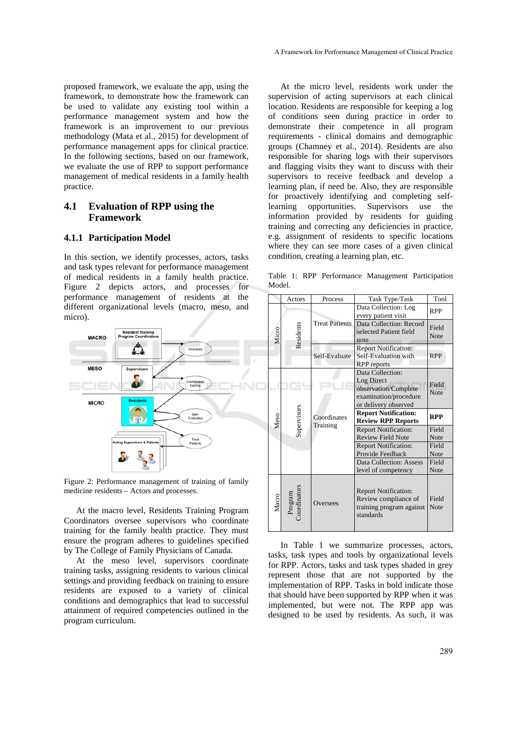proposed framework, we evaluate the app, using the framework, to demonstrate how the framework can be used to validate any existing tool within a performance management system and how the framework is an improvement to our previous methodology (Mata et al., 2015) for development of performance management apps for clinical practice. In the following sections, based on our framework, we evaluate the use of RPP to support performance management of medical residents in a family health practice.

## 4.1 Evaluation of RPP using the Framework

### 4.1.1 Participation Model

In this section, we identify processes, actors, tasks and task types relevant for performance management of medical residents in a family health practice. Figure 2 depicts actors, and processes for performance management of residents at the different organizational levels (macro, meso, and micro).

Figure 2: Performance management of training of family medicine residents – Actors and processes.

At the macro level, Residents Training Program Coordinators oversee supervisors who coordinate training for the family health practice. They must ensure the program adheres to guidelines specified by The College of Family Physicians of Canada.

At the meso level, supervisors coordinate training tasks, assigning residents to various clinical settings and providing feedback on training to ensure residents are exposed to a variety of clinical conditions and demographics that lead to successful attainment of required competencies outlined in the program curriculum.

At the micro level, residents work under the supervision of acting supervisors at each clinical location. Residents are responsible for keeping a log of conditions seen during practice in order to demonstrate their competence in all program requirements - clinical domains and demographic groups (Chamney et al., 2014). Residents are also responsible for sharing logs with their supervisors and flagging visits they want to discuss with their supervisors to receive feedback and develop a learning plan, if need be. Also, they are responsible for proactively identifying and completing self-learning opportunities. Supervisors use the information provided by residents for guiding training and correcting any deficiencies in practice, e.g. assignment of residents to specific locations where they can see more cases of a given clinical condition, creating a learning plan, etc.

Table 1: RPP Performance Management Participation Model.

| | Actors | Process | Task Type/Task | Tool |
|---|---|---|---|---|
| Micro | Residents | Treat Patients | Data Collection: Log every patient visit | RPP |
| | | | Data Collection: Record selected Patient field note | Field Note |
| | | Self-Evaluate | Report Notification: Self-Evaluation with RPP reports | RPP |
| Meso | Supervisors | Coordinates Training | Data Collection: Log Direct observation/Complete examination/procedure or delivery observed | Field Note |
| | | | **Report Notification: Review RPP Reports** | **RPP** |
| | | | Report Notification: Review Field Note | Field Note |
| | | | Report Notification: Provide Feedback | Field Note |
| | | | Data Collection: Assess level of competency | Field Note |
| Macro | Program Coordinators | Oversees | Report Notification: Review compliance of training program against standards | Field Note |

In Table 1 we summarize processes, actors, tasks, task types and tools by organizational levels for RPP. Actors, tasks and task types shaded in grey represent those that are not supported by the implementation of RPP. Tasks in bold indicate those that should have been supported by RPP when it was implemented, but were not. The RPP app was designed to be used by residents. As such, it was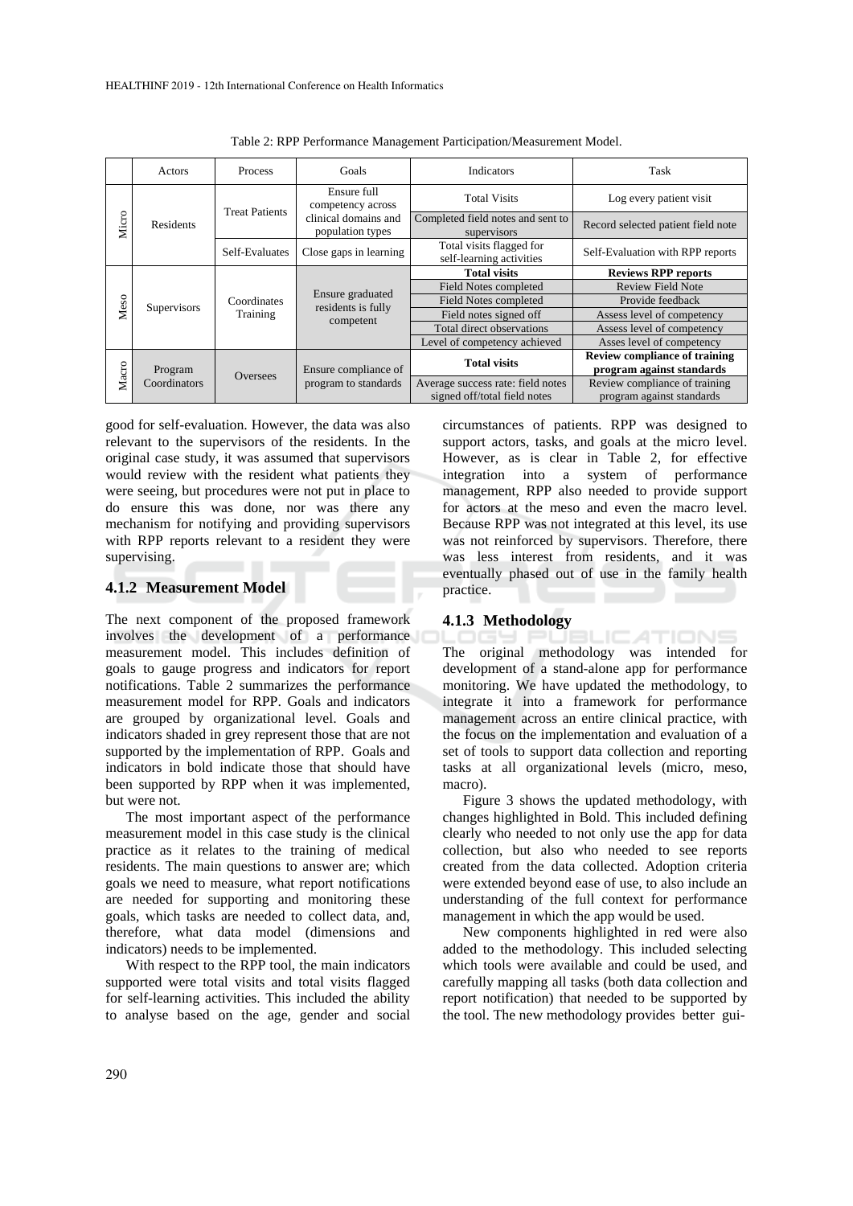Table 2: RPP Performance Management Participation/Measurement Model.

| | Actors | Process | Goals | Indicators | Task |
|---|---|---|---|---|---|
| Micro | Residents | Treat Patients | Ensure full competency across clinical domains and population types | Total Visits | Log every patient visit |
| | | | | Completed field notes and sent to supervisors | Record selected patient field note |
| | | Self-Evaluates | Close gaps in learning | Total visits flagged for self-learning activities | Self-Evaluation with RPP reports |
| Meso | Supervisors | Coordinates Training | Ensure graduated residents is fully competent | **Total visits** | **Reviews RPP reports** |
| | | | | Field Notes completed | Review Field Note |
| | | | | Field Notes completed | Provide feedback |
| | | | | Field notes signed off | Assess level of competency |
| | | | | Total direct observations | Assess level of competency |
| | | | | Level of competency achieved | Asses level of competency |
| Macro | Program Coordinators | Oversees | Ensure compliance of program to standards | **Total visits** | **Review compliance of training program against standards** |
| | | | | Average success rate: field notes signed off/total field notes | Review compliance of training program against standards |

good for self-evaluation. However, the data was also relevant to the supervisors of the residents. In the original case study, it was assumed that supervisors would review with the resident what patients they were seeing, but procedures were not put in place to do ensure this was done, nor was there any mechanism for notifying and providing supervisors with RPP reports relevant to a resident they were supervising.

### 4.1.2 Measurement Model

The next component of the proposed framework involves the development of a performance measurement model. This includes definition of goals to gauge progress and indicators for report notifications. Table 2 summarizes the performance measurement model for RPP. Goals and indicators are grouped by organizational level. Goals and indicators shaded in grey represent those that are not supported by the implementation of RPP. Goals and indicators in bold indicate those that should have been supported by RPP when it was implemented, but were not.

The most important aspect of the performance measurement model in this case study is the clinical practice as it relates to the training of medical residents. The main questions to answer are; which goals we need to measure, what report notifications are needed for supporting and monitoring these goals, which tasks are needed to collect data, and, therefore, what data model (dimensions and indicators) needs to be implemented.

With respect to the RPP tool, the main indicators supported were total visits and total visits flagged for self-learning activities. This included the ability to analyse based on the age, gender and social circumstances of patients. RPP was designed to support actors, tasks, and goals at the micro level. However, as is clear in Table 2, for effective integration into a system of performance management, RPP also needed to provide support for actors at the meso and even the macro level. Because RPP was not integrated at this level, its use was not reinforced by supervisors. Therefore, there was less interest from residents, and it was eventually phased out of use in the family health practice.

### 4.1.3 Methodology

The original methodology was intended for development of a stand-alone app for performance monitoring. We have updated the methodology, to integrate it into a framework for performance management across an entire clinical practice, with the focus on the implementation and evaluation of a set of tools to support data collection and reporting tasks at all organizational levels (micro, meso, macro).

Figure 3 shows the updated methodology, with changes highlighted in Bold. This included defining clearly who needed to not only use the app for data collection, but also who needed to see reports created from the data collected. Adoption criteria were extended beyond ease of use, to also include an understanding of the full context for performance management in which the app would be used.

New components highlighted in red were also added to the methodology. This included selecting which tools were available and could be used, and carefully mapping all tasks (both data collection and report notification) that needed to be supported by the tool. The new methodology provides better gui-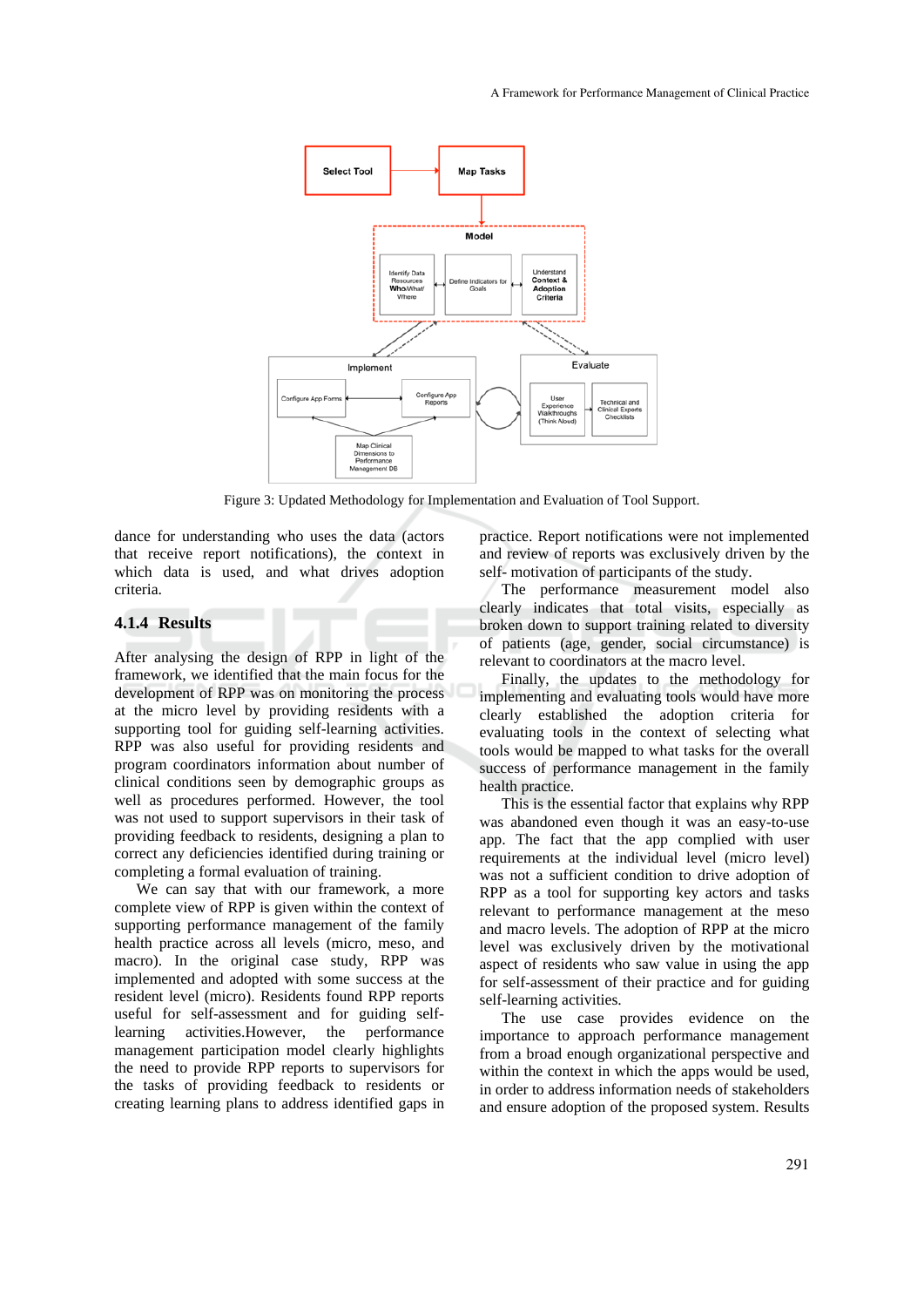Figure 3: Updated Methodology for Implementation and Evaluation of Tool Support.

dance for understanding who uses the data (actors that receive report notifications), the context in which data is used, and what drives adoption criteria.

### 4.1.4 Results

After analysing the design of RPP in light of the framework, we identified that the main focus for the development of RPP was on monitoring the process at the micro level by providing residents with a supporting tool for guiding self-learning activities. RPP was also useful for providing residents and program coordinators information about number of clinical conditions seen by demographic groups as well as procedures performed. However, the tool was not used to support supervisors in their task of providing feedback to residents, designing a plan to correct any deficiencies identified during training or completing a formal evaluation of training.

We can say that with our framework, a more complete view of RPP is given within the context of supporting performance management of the family health practice across all levels (micro, meso, and macro). In the original case study, RPP was implemented and adopted with some success at the resident level (micro). Residents found RPP reports useful for self-assessment and for guiding self-learning activities.However, the performance management participation model clearly highlights the need to provide RPP reports to supervisors for the tasks of providing feedback to residents or creating learning plans to address identified gaps in practice. Report notifications were not implemented and review of reports was exclusively driven by the self- motivation of participants of the study.

The performance measurement model also clearly indicates that total visits, especially as broken down to support training related to diversity of patients (age, gender, social circumstance) is relevant to coordinators at the macro level.

Finally, the updates to the methodology for implementing and evaluating tools would have more clearly established the adoption criteria for evaluating tools in the context of selecting what tools would be mapped to what tasks for the overall success of performance management in the family health practice.

This is the essential factor that explains why RPP was abandoned even though it was an easy-to-use app. The fact that the app complied with user requirements at the individual level (micro level) was not a sufficient condition to drive adoption of RPP as a tool for supporting key actors and tasks relevant to performance management at the meso and macro levels. The adoption of RPP at the micro level was exclusively driven by the motivational aspect of residents who saw value in using the app for self-assessment of their practice and for guiding self-learning activities.

The use case provides evidence on the importance to approach performance management from a broad enough organizational perspective and within the context in which the apps would be used, in order to address information needs of stakeholders and ensure adoption of the proposed system. Results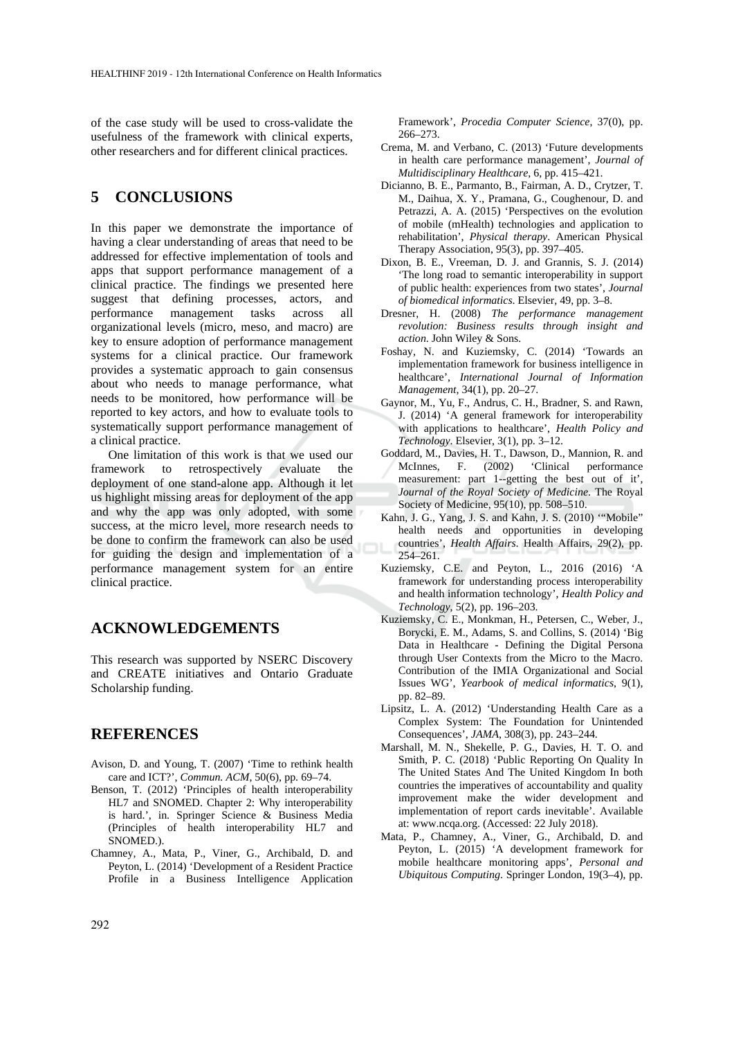of the case study will be used to cross-validate the usefulness of the framework with clinical experts, other researchers and for different clinical practices.

## 5 CONCLUSIONS

In this paper we demonstrate the importance of having a clear understanding of areas that need to be addressed for effective implementation of tools and apps that support performance management of a clinical practice. The findings we presented here suggest that defining processes, actors, and performance management tasks across all organizational levels (micro, meso, and macro) are key to ensure adoption of performance management systems for a clinical practice. Our framework provides a systematic approach to gain consensus about who needs to manage performance, what needs to be monitored, how performance will be reported to key actors, and how to evaluate tools to systematically support performance management of a clinical practice.

One limitation of this work is that we used our framework to retrospectively evaluate the deployment of one stand-alone app. Although it let us highlight missing areas for deployment of the app and why the app was only adopted, with some success, at the micro level, more research needs to be done to confirm the framework can also be used for guiding the design and implementation of a performance management system for an entire clinical practice.

## ACKNOWLEDGEMENTS

This research was supported by NSERC Discovery and CREATE initiatives and Ontario Graduate Scholarship funding.

## REFERENCES

Avison, D. and Young, T. (2007) 'Time to rethink health care and ICT?', *Commun. ACM*, 50(6), pp. 69–74.

Benson, T. (2012) 'Principles of health interoperability HL7 and SNOMED. Chapter 2: Why interoperability is hard.', in. Springer Science & Business Media (Principles of health interoperability HL7 and SNOMED.).

Chamney, A., Mata, P., Viner, G., Archibald, D. and Peyton, L. (2014) 'Development of a Resident Practice Profile in a Business Intelligence Application Framework', *Procedia Computer Science*, 37(0), pp. 266–273.

Crema, M. and Verbano, C. (2013) 'Future developments in health care performance management', *Journal of Multidisciplinary Healthcare*, 6, pp. 415–421.

Dicianno, B. E., Parmanto, B., Fairman, A. D., Crytzer, T. M., Daihua, X. Y., Pramana, G., Coughenour, D. and Petrazzi, A. A. (2015) 'Perspectives on the evolution of mobile (mHealth) technologies and application to rehabilitation', *Physical therapy*. American Physical Therapy Association, 95(3), pp. 397–405.

Dixon, B. E., Vreeman, D. J. and Grannis, S. J. (2014) 'The long road to semantic interoperability in support of public health: experiences from two states', *Journal of biomedical informatics*. Elsevier, 49, pp. 3–8.

Dresner, H. (2008) *The performance management revolution: Business results through insight and action*. John Wiley & Sons.

Foshay, N. and Kuziemsky, C. (2014) 'Towards an implementation framework for business intelligence in healthcare', *International Journal of Information Management*, 34(1), pp. 20–27.

Gaynor, M., Yu, F., Andrus, C. H., Bradner, S. and Rawn, J. (2014) 'A general framework for interoperability with applications to healthcare', *Health Policy and Technology*. Elsevier, 3(1), pp. 3–12.

Goddard, M., Davies, H. T., Dawson, D., Mannion, R. and McInnes, F. (2002) 'Clinical performance measurement: part 1--getting the best out of it', *Journal of the Royal Society of Medicine*. The Royal Society of Medicine, 95(10), pp. 508–510.

Kahn, J. G., Yang, J. S. and Kahn, J. S. (2010) '"Mobile" health needs and opportunities in developing countries', *Health Affairs*. Health Affairs, 29(2), pp. 254–261.

Kuziemsky, C.E. and Peyton, L., 2016 (2016) 'A framework for understanding process interoperability and health information technology', *Health Policy and Technology*, 5(2), pp. 196–203.

Kuziemsky, C. E., Monkman, H., Petersen, C., Weber, J., Borycki, E. M., Adams, S. and Collins, S. (2014) 'Big Data in Healthcare - Defining the Digital Persona through User Contexts from the Micro to the Macro. Contribution of the IMIA Organizational and Social Issues WG', *Yearbook of medical informatics*, 9(1), pp. 82–89.

Lipsitz, L. A. (2012) 'Understanding Health Care as a Complex System: The Foundation for Unintended Consequences', *JAMA*, 308(3), pp. 243–244.

Marshall, M. N., Shekelle, P. G., Davies, H. T. O. and Smith, P. C. (2018) 'Public Reporting On Quality In The United States And The United Kingdom In both countries the imperatives of accountability and quality improvement make the wider development and implementation of report cards inevitable'. Available at: www.ncqa.org. (Accessed: 22 July 2018).

Mata, P., Chamney, A., Viner, G., Archibald, D. and Peyton, L. (2015) 'A development framework for mobile healthcare monitoring apps', *Personal and Ubiquitous Computing*. Springer London, 19(3–4), pp.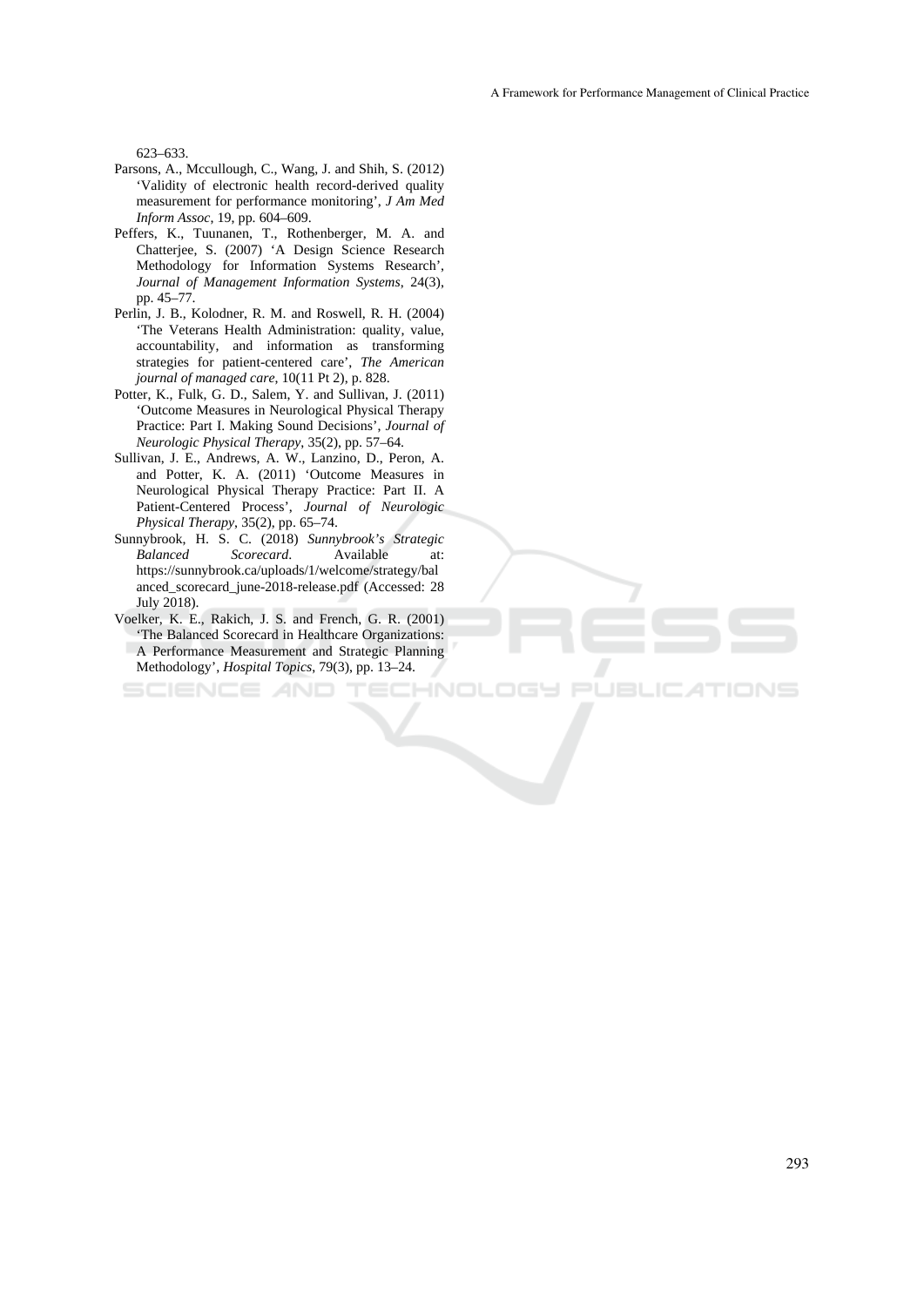623–633.

Parsons, A., Mccullough, C., Wang, J. and Shih, S. (2012) 'Validity of electronic health record-derived quality measurement for performance monitoring', *J Am Med Inform Assoc*, 19, pp. 604–609.

Peffers, K., Tuunanen, T., Rothenberger, M. A. and Chatterjee, S. (2007) 'A Design Science Research Methodology for Information Systems Research', *Journal of Management Information Systems*, 24(3), pp. 45–77.

Perlin, J. B., Kolodner, R. M. and Roswell, R. H. (2004) 'The Veterans Health Administration: quality, value, accountability, and information as transforming strategies for patient-centered care', *The American journal of managed care*, 10(11 Pt 2), p. 828.

Potter, K., Fulk, G. D., Salem, Y. and Sullivan, J. (2011) 'Outcome Measures in Neurological Physical Therapy Practice: Part I. Making Sound Decisions', *Journal of Neurologic Physical Therapy*, 35(2), pp. 57–64.

Sullivan, J. E., Andrews, A. W., Lanzino, D., Peron, A. and Potter, K. A. (2011) 'Outcome Measures in Neurological Physical Therapy Practice: Part II. A Patient-Centered Process', *Journal of Neurologic Physical Therapy*, 35(2), pp. 65–74.

Sunnybrook, H. S. C. (2018) *Sunnybrook's Strategic Balanced Scorecard*. Available at: https://sunnybrook.ca/uploads/1/welcome/strategy/balanced_scorecard_june-2018-release.pdf (Accessed: 28 July 2018).

Voelker, K. E., Rakich, J. S. and French, G. R. (2001) 'The Balanced Scorecard in Healthcare Organizations: A Performance Measurement and Strategic Planning Methodology', *Hospital Topics*, 79(3), pp. 13–24.